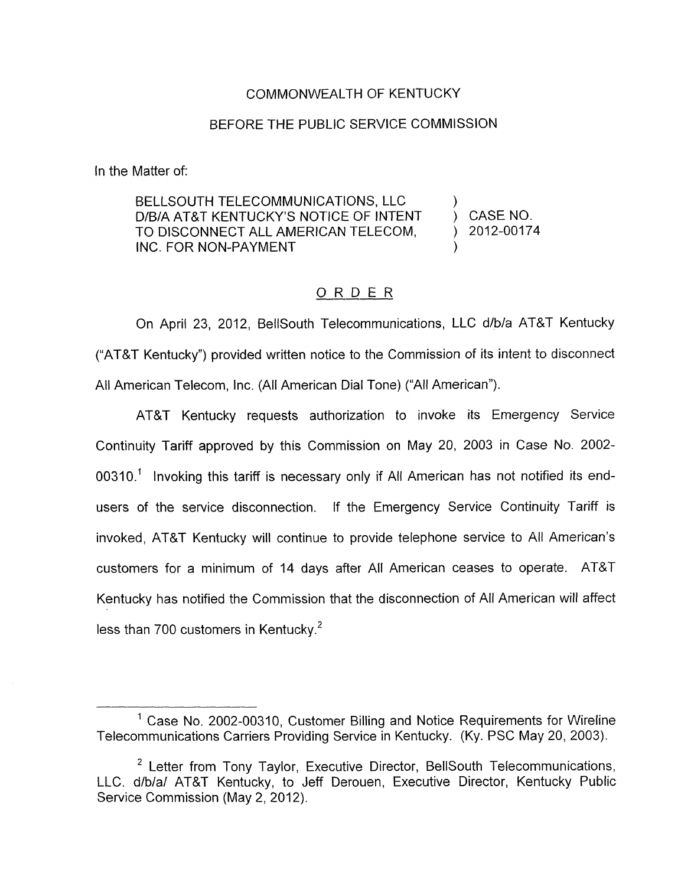COMMONWEALTH OF KENTUCKY

BEFORE THE PUBLIC SERVICE COMMISSION

In the Matter of:

BELLSOUTH TELECOMMUNICATIONS, LLC D/B/A AT&T KENTUCKY'S NOTICE OF INTENT TO DISCONNECT ALL AMERICAN TELECOM, INC. FOR NON-PAYMENT ) CASE NO. 2012-00174

## ORDER

On April 23, 2012, BellSouth Telecommunications, LLC d/b/a AT&T Kentucky ("AT&T Kentucky") provided written notice to the Commission of its intent to disconnect All American Telecom, Inc. (All American Dial Tone) ("All American").

AT&T Kentucky requests authorization to invoke its Emergency Service Continuity Tariff approved by this Commission on May 20, 2003 in Case No. 2002-00310.[1] Invoking this tariff is necessary only if All American has not notified its end-users of the service disconnection. If the Emergency Service Continuity Tariff is invoked, AT&T Kentucky will continue to provide telephone service to All American's customers for a minimum of 14 days after All American ceases to operate. AT&T Kentucky has notified the Commission that the disconnection of All American will affect less than 700 customers in Kentucky.[2]

---

[1] Case No. 2002-00310, Customer Billing and Notice Requirements for Wireline Telecommunications Carriers Providing Service in Kentucky. (Ky. PSC May 20, 2003).

[2] Letter from Tony Taylor, Executive Director, BellSouth Telecommunications, LLC. d/b/a/ AT&T Kentucky, to Jeff Derouen, Executive Director, Kentucky Public Service Commission (May 2, 2012).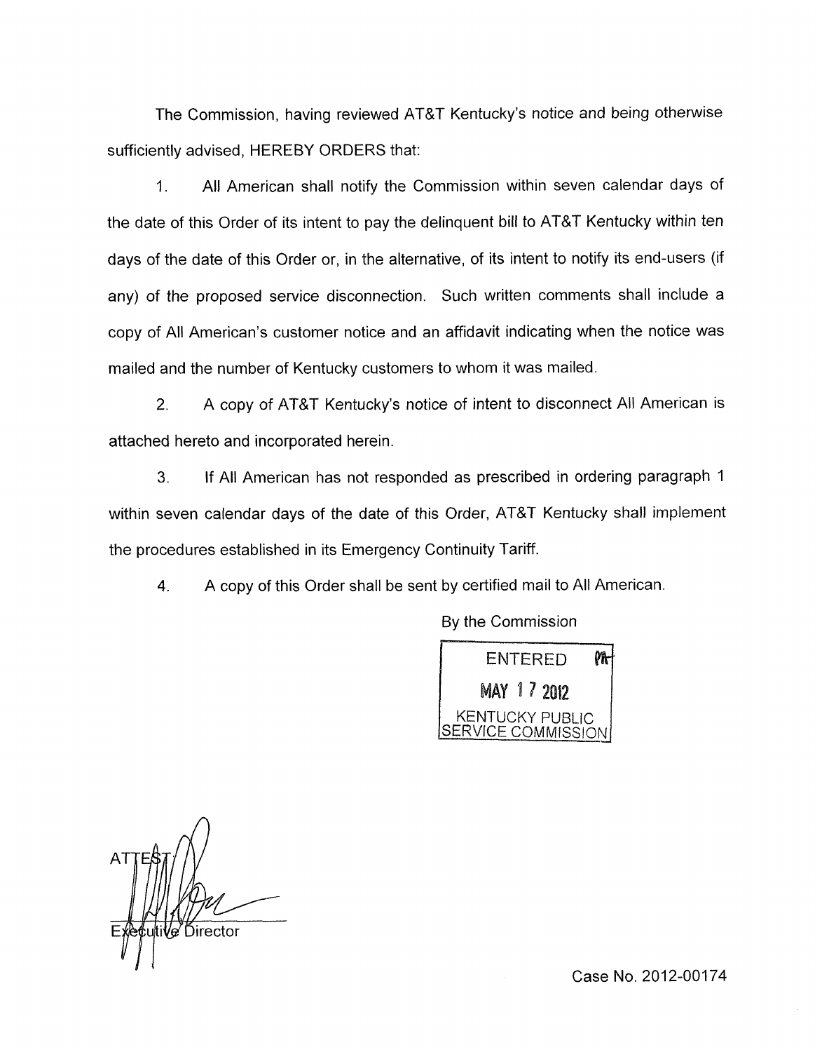The Commission, having reviewed AT&T Kentucky's notice and being otherwise sufficiently advised, HEREBY ORDERS that:

1. All American shall notify the Commission within seven calendar days of the date of this Order of its intent to pay the delinquent bill to AT&T Kentucky within ten days of the date of this Order or, in the alternative, of its intent to notify its end-users (if any) of the proposed service disconnection. Such written comments shall include a copy of All American's customer notice and an affidavit indicating when the notice was mailed and the number of Kentucky customers to whom it was mailed.

2. A copy of AT&T Kentucky's notice of intent to disconnect All American is attached hereto and incorporated herein.

3. If All American has not responded as prescribed in ordering paragraph 1 within seven calendar days of the date of this Order, AT&T Kentucky shall implement the procedures established in its Emergency Continuity Tariff.

4. A copy of this Order shall be sent by certified mail to All American.

By the Commission

ENTERED
MAY 17 2012
KENTUCKY PUBLIC SERVICE COMMISSION

ATTEST:

Executive Director

Case No. 2012-00174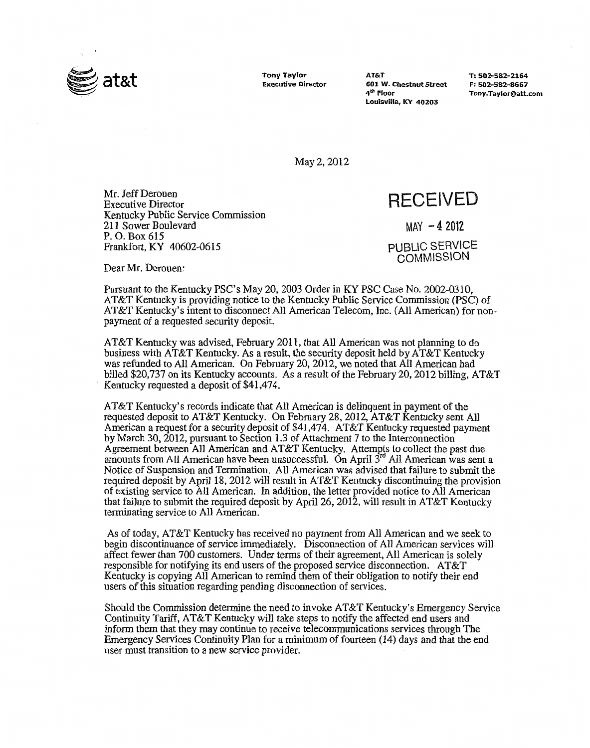at&t

**Tony Taylor**
**Executive Director**

**AT&T**
**601 W. Chestnut Street**
**4th Floor**
**Louisville, KY 40203**

**T: 502-582-2164**
**F: 502-582-8667**
**Tony.Taylor@att.com**

May 2, 2012

Mr. Jeff Derouen
Executive Director
Kentucky Public Service Commission
211 Sower Boulevard
P. O. Box 615
Frankfort, KY 40602-0615

RECEIVED

MAY - 4 2012

PUBLIC SERVICE COMMISSION

Dear Mr. Derouen:

Pursuant to the Kentucky PSC's May 20, 2003 Order in KY PSC Case No. 2002-0310, AT&T Kentucky is providing notice to the Kentucky Public Service Commission (PSC) of AT&T Kentucky's intent to disconnect All American Telecom, Inc. (All American) for non-payment of a requested security deposit.

AT&T Kentucky was advised, February 2011, that All American was not planning to do business with AT&T Kentucky. As a result, the security deposit held by AT&T Kentucky was refunded to All American. On February 20, 2012, we noted that All American had billed $20,737 on its Kentucky accounts. As a result of the February 20, 2012 billing, AT&T Kentucky requested a deposit of $41,474.

AT&T Kentucky's records indicate that All American is delinquent in payment of the requested deposit to AT&T Kentucky. On February 28, 2012, AT&T Kentucky sent All American a request for a security deposit of $41,474. AT&T Kentucky requested payment by March 30, 2012, pursuant to Section 1.3 of Attachment 7 to the Interconnection Agreement between All American and AT&T Kentucky. Attempts to collect the past due amounts from All American have been unsuccessful. On April 3rd All American was sent a Notice of Suspension and Termination. All American was advised that failure to submit the required deposit by April 18, 2012 will result in AT&T Kentucky discontinuing the provision of existing service to All American. In addition, the letter provided notice to All American that failure to submit the required deposit by April 26, 2012, will result in AT&T Kentucky terminating service to All American.

As of today, AT&T Kentucky has received no payment from All American and we seek to begin discontinuance of service immediately. Disconnection of All American services will affect fewer than 700 customers. Under terms of their agreement, All American is solely responsible for notifying its end users of the proposed service disconnection. AT&T Kentucky is copying All American to remind them of their obligation to notify their end users of this situation regarding pending disconnection of services.

Should the Commission determine the need to invoke AT&T Kentucky's Emergency Service Continuity Tariff, AT&T Kentucky will take steps to notify the affected end users and inform them that they may continue to receive telecommunications services through The Emergency Services Continuity Plan for a minimum of fourteen (14) days and that the end user must transition to a new service provider.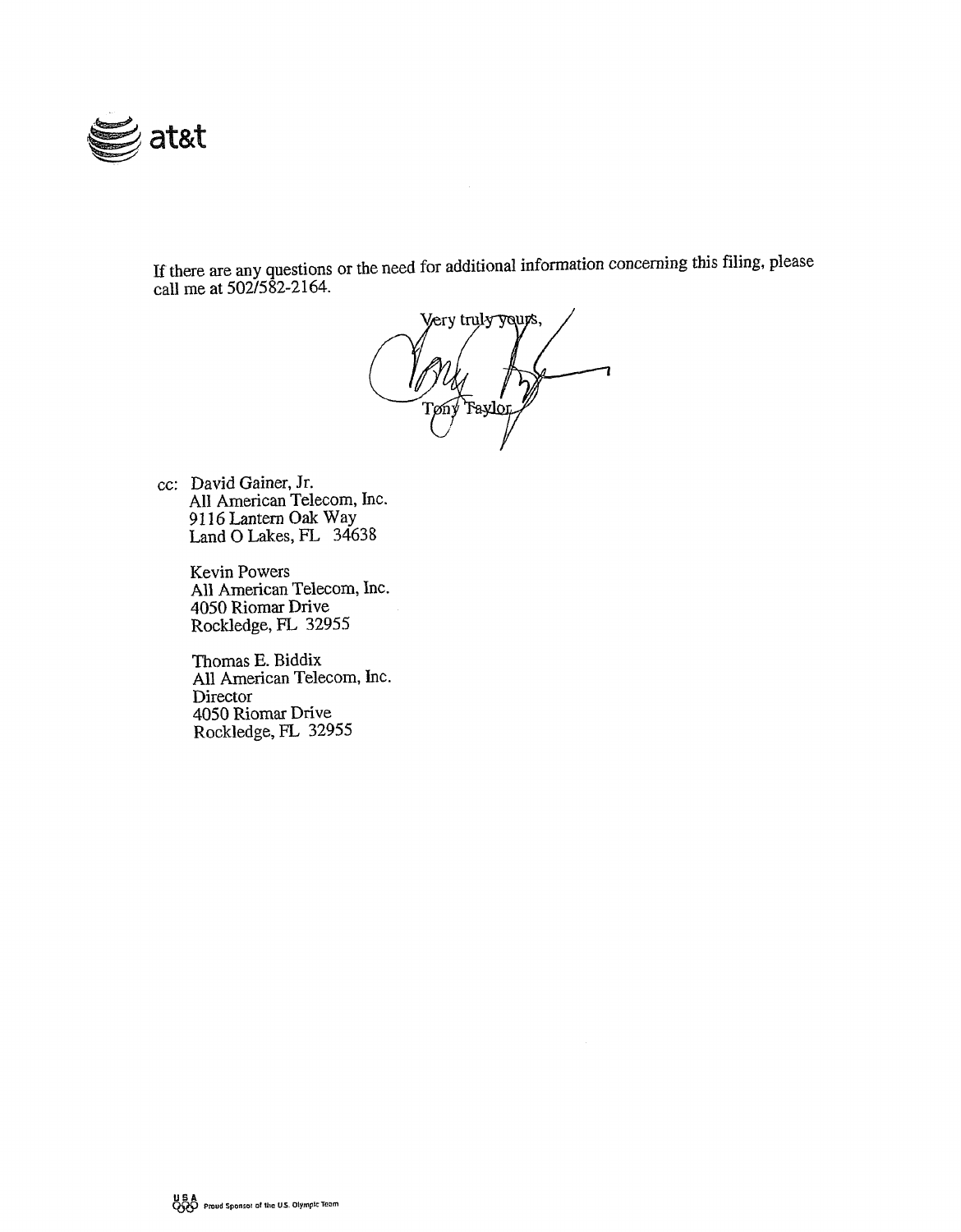at&t

If there are any questions or the need for additional information concerning this filing, please call me at 502/582-2164.

Very truly yours,

Tony Taylor

cc: David Gainer, Jr.
All American Telecom, Inc.
9116 Lantern Oak Way
Land O Lakes, FL 34638

Kevin Powers
All American Telecom, Inc.
4050 Riomar Drive
Rockledge, FL 32955

Thomas E. Biddix
All American Telecom, Inc.
Director
4050 Riomar Drive
Rockledge, FL 32955

USA Proud Sponsor of the U.S. Olympic Team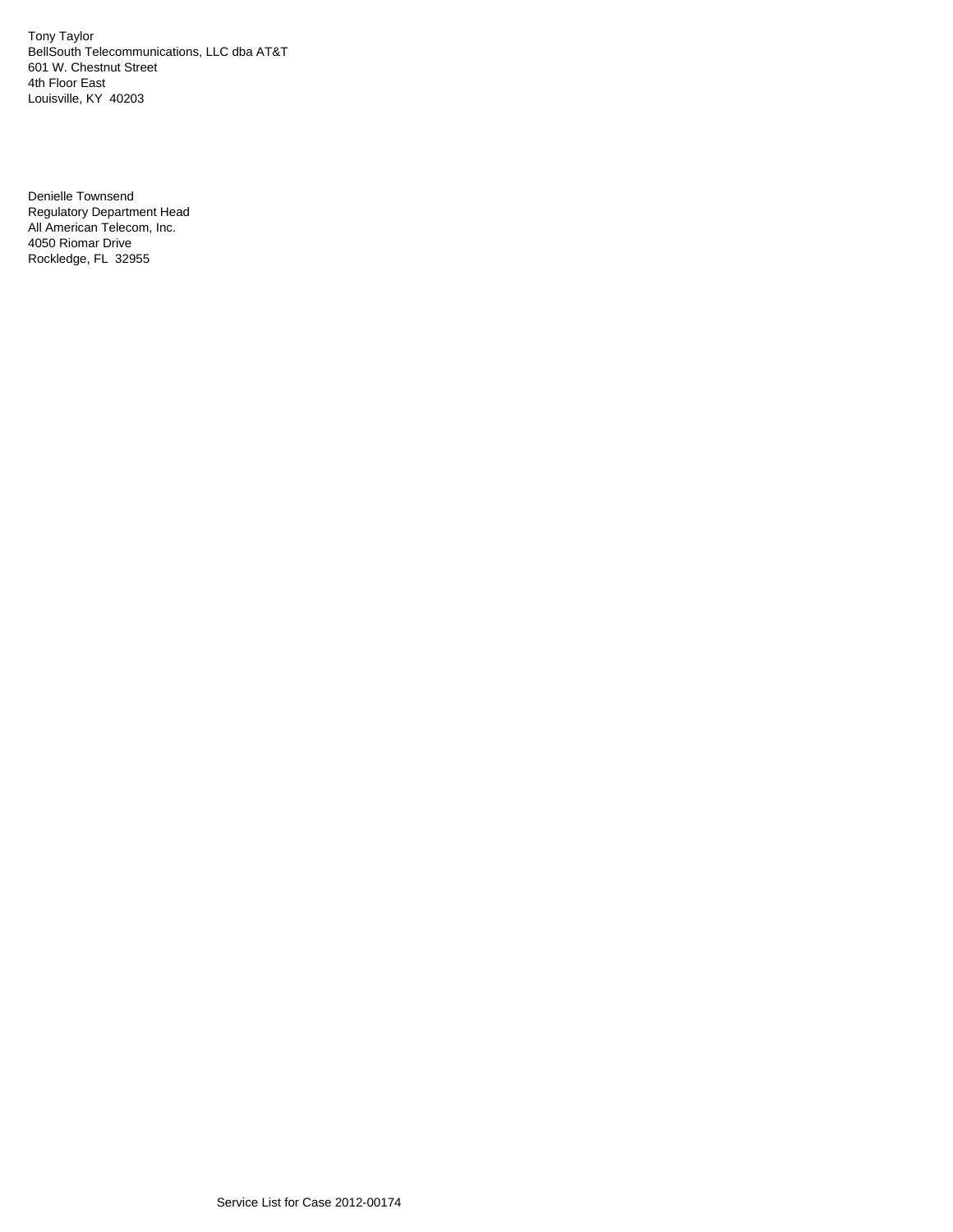Tony Taylor
BellSouth Telecommunications, LLC dba AT&T
601 W. Chestnut Street
4th Floor East
Louisville, KY  40203

Denielle Townsend
Regulatory Department Head
All American Telecom, Inc.
4050 Riomar Drive
Rockledge, FL  32955

Service List for Case 2012-00174